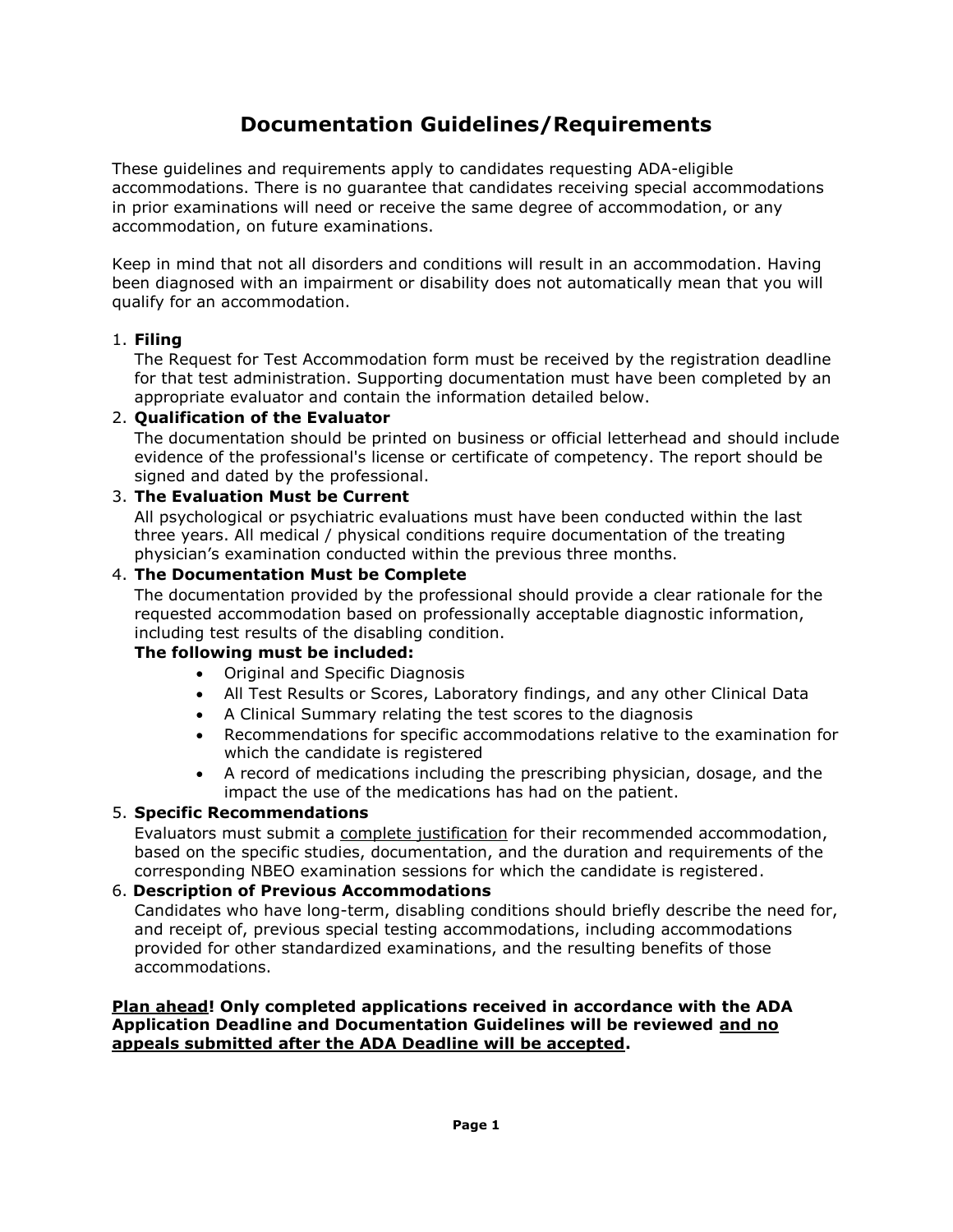# Documentation Guidelines/Requirements

These guidelines and requirements apply to candidates requesting ADA-eligible accommodations. There is no guarantee that candidates receiving special accommodations in prior examinations will need or receive the same degree of accommodation, or any accommodation, on future examinations.

Keep in mind that not all disorders and conditions will result in an accommodation. Having been diagnosed with an impairment or disability does not automatically mean that you will qualify for an accommodation.

1. **Filing**
   The Request for Test Accommodation form must be received by the registration deadline for that test administration. Supporting documentation must have been completed by an appropriate evaluator and contain the information detailed below.
2. **Qualification of the Evaluator**
   The documentation should be printed on business or official letterhead and should include evidence of the professional's license or certificate of competency. The report should be signed and dated by the professional.
3. **The Evaluation Must be Current**
   All psychological or psychiatric evaluations must have been conducted within the last three years. All medical / physical conditions require documentation of the treating physician's examination conducted within the previous three months.
4. **The Documentation Must be Complete**
   The documentation provided by the professional should provide a clear rationale for the requested accommodation based on professionally acceptable diagnostic information, including test results of the disabling condition.
   **The following must be included:**
   - Original and Specific Diagnosis
   - All Test Results or Scores, Laboratory findings, and any other Clinical Data
   - A Clinical Summary relating the test scores to the diagnosis
   - Recommendations for specific accommodations relative to the examination for which the candidate is registered
   - A record of medications including the prescribing physician, dosage, and the impact the use of the medications has had on the patient.
5. **Specific Recommendations**
   Evaluators must submit a complete justification for their recommended accommodation, based on the specific studies, documentation, and the duration and requirements of the corresponding NBEO examination sessions for which the candidate is registered.
6. **Description of Previous Accommodations**
   Candidates who have long-term, disabling conditions should briefly describe the need for, and receipt of, previous special testing accommodations, including accommodations provided for other standardized examinations, and the resulting benefits of those accommodations.

**Plan ahead! Only completed applications received in accordance with the ADA Application Deadline and Documentation Guidelines will be reviewed and no appeals submitted after the ADA Deadline will be accepted.**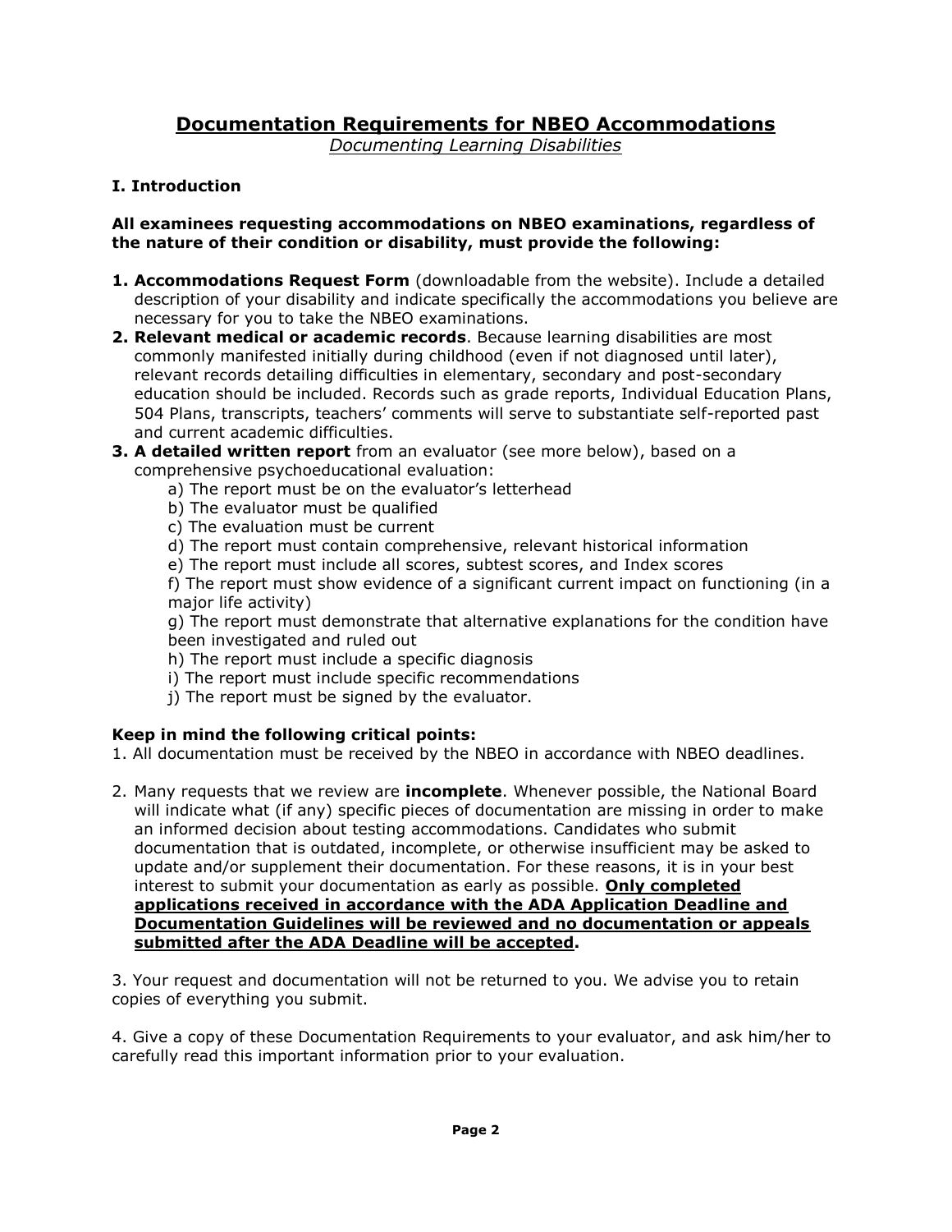# <u>Documentation Requirements for NBEO Accommodations</u>

*<u>Documenting Learning Disabilities</u>*

## I. Introduction

**All examinees requesting accommodations on NBEO examinations, regardless of the nature of their condition or disability, must provide the following:**

1. **Accommodations Request Form** (downloadable from the website). Include a detailed description of your disability and indicate specifically the accommodations you believe are necessary for you to take the NBEO examinations.
2. **Relevant medical or academic records**. Because learning disabilities are most commonly manifested initially during childhood (even if not diagnosed until later), relevant records detailing difficulties in elementary, secondary and post-secondary education should be included. Records such as grade reports, Individual Education Plans, 504 Plans, transcripts, teachers' comments will serve to substantiate self-reported past and current academic difficulties.
3. **A detailed written report** from an evaluator (see more below), based on a comprehensive psychoeducational evaluation:
   a) The report must be on the evaluator's letterhead
   b) The evaluator must be qualified
   c) The evaluation must be current
   d) The report must contain comprehensive, relevant historical information
   e) The report must include all scores, subtest scores, and Index scores
   f) The report must show evidence of a significant current impact on functioning (in a major life activity)
   g) The report must demonstrate that alternative explanations for the condition have been investigated and ruled out
   h) The report must include a specific diagnosis
   i) The report must include specific recommendations
   j) The report must be signed by the evaluator.

**Keep in mind the following critical points:**

1. All documentation must be received by the NBEO in accordance with NBEO deadlines.

2. Many requests that we review are **incomplete**. Whenever possible, the National Board will indicate what (if any) specific pieces of documentation are missing in order to make an informed decision about testing accommodations. Candidates who submit documentation that is outdated, incomplete, or otherwise insufficient may be asked to update and/or supplement their documentation. For these reasons, it is in your best interest to submit your documentation as early as possible. **<u>Only completed applications received in accordance with the ADA Application Deadline and Documentation Guidelines will be reviewed and no documentation or appeals submitted after the ADA Deadline will be accepted</u>.**

3. Your request and documentation will not be returned to you. We advise you to retain copies of everything you submit.

4. Give a copy of these Documentation Requirements to your evaluator, and ask him/her to carefully read this important information prior to your evaluation.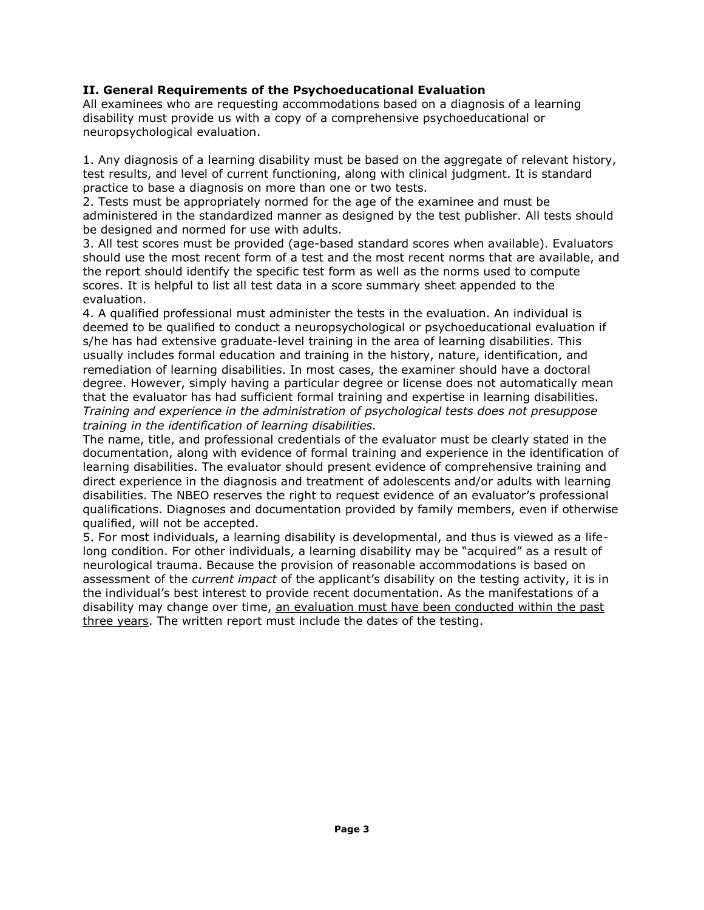**II. General Requirements of the Psychoeducational Evaluation**

All examinees who are requesting accommodations based on a diagnosis of a learning disability must provide us with a copy of a comprehensive psychoeducational or neuropsychological evaluation.

1. Any diagnosis of a learning disability must be based on the aggregate of relevant history, test results, and level of current functioning, along with clinical judgment. It is standard practice to base a diagnosis on more than one or two tests.
2. Tests must be appropriately normed for the age of the examinee and must be administered in the standardized manner as designed by the test publisher. All tests should be designed and normed for use with adults.
3. All test scores must be provided (age-based standard scores when available). Evaluators should use the most recent form of a test and the most recent norms that are available, and the report should identify the specific test form as well as the norms used to compute scores. It is helpful to list all test data in a score summary sheet appended to the evaluation.
4. A qualified professional must administer the tests in the evaluation. An individual is deemed to be qualified to conduct a neuropsychological or psychoeducational evaluation if s/he has had extensive graduate-level training in the area of learning disabilities. This usually includes formal education and training in the history, nature, identification, and remediation of learning disabilities. In most cases, the examiner should have a doctoral degree. However, simply having a particular degree or license does not automatically mean that the evaluator has had sufficient formal training and expertise in learning disabilities. *Training and experience in the administration of psychological tests does not presuppose training in the identification of learning disabilities.*

   The name, title, and professional credentials of the evaluator must be clearly stated in the documentation, along with evidence of formal training and experience in the identification of learning disabilities. The evaluator should present evidence of comprehensive training and direct experience in the diagnosis and treatment of adolescents and/or adults with learning disabilities. The NBEO reserves the right to request evidence of an evaluator's professional qualifications. Diagnoses and documentation provided by family members, even if otherwise qualified, will not be accepted.
5. For most individuals, a learning disability is developmental, and thus is viewed as a life-long condition. For other individuals, a learning disability may be "acquired" as a result of neurological trauma. Because the provision of reasonable accommodations is based on assessment of the *current impact* of the applicant's disability on the testing activity, it is in the individual's best interest to provide recent documentation. As the manifestations of a disability may change over time, <u>an evaluation must have been conducted within the past three years</u>. The written report must include the dates of the testing.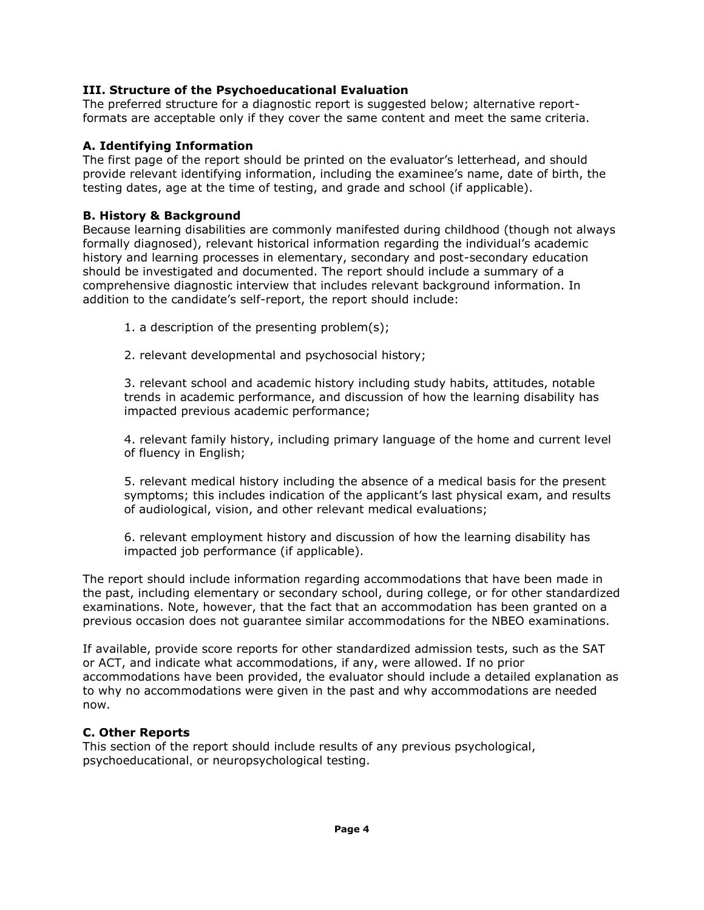## III. Structure of the Psychoeducational Evaluation

The preferred structure for a diagnostic report is suggested below; alternative report-formats are acceptable only if they cover the same content and meet the same criteria.

### A. Identifying Information

The first page of the report should be printed on the evaluator's letterhead, and should provide relevant identifying information, including the examinee's name, date of birth, the testing dates, age at the time of testing, and grade and school (if applicable).

### B. History & Background

Because learning disabilities are commonly manifested during childhood (though not always formally diagnosed), relevant historical information regarding the individual's academic history and learning processes in elementary, secondary and post-secondary education should be investigated and documented. The report should include a summary of a comprehensive diagnostic interview that includes relevant background information. In addition to the candidate's self-report, the report should include:

1. a description of the presenting problem(s);

2. relevant developmental and psychosocial history;

3. relevant school and academic history including study habits, attitudes, notable trends in academic performance, and discussion of how the learning disability has impacted previous academic performance;

4. relevant family history, including primary language of the home and current level of fluency in English;

5. relevant medical history including the absence of a medical basis for the present symptoms; this includes indication of the applicant's last physical exam, and results of audiological, vision, and other relevant medical evaluations;

6. relevant employment history and discussion of how the learning disability has impacted job performance (if applicable).

The report should include information regarding accommodations that have been made in the past, including elementary or secondary school, during college, or for other standardized examinations. Note, however, that the fact that an accommodation has been granted on a previous occasion does not guarantee similar accommodations for the NBEO examinations.

If available, provide score reports for other standardized admission tests, such as the SAT or ACT, and indicate what accommodations, if any, were allowed. If no prior accommodations have been provided, the evaluator should include a detailed explanation as to why no accommodations were given in the past and why accommodations are needed now.

### C. Other Reports

This section of the report should include results of any previous psychological, psychoeducational, or neuropsychological testing.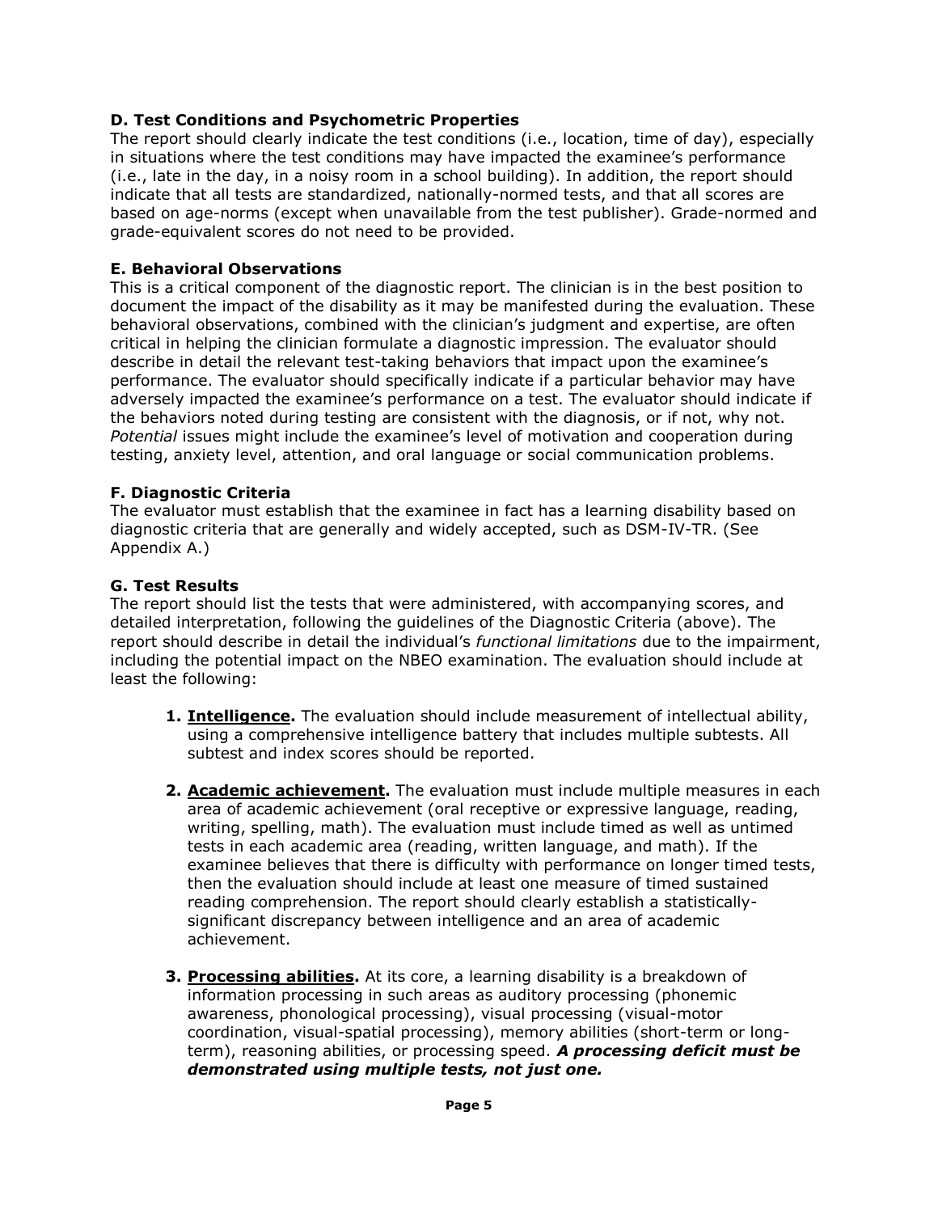### D. Test Conditions and Psychometric Properties

The report should clearly indicate the test conditions (i.e., location, time of day), especially in situations where the test conditions may have impacted the examinee's performance (i.e., late in the day, in a noisy room in a school building). In addition, the report should indicate that all tests are standardized, nationally-normed tests, and that all scores are based on age-norms (except when unavailable from the test publisher). Grade-normed and grade-equivalent scores do not need to be provided.

### E. Behavioral Observations

This is a critical component of the diagnostic report. The clinician is in the best position to document the impact of the disability as it may be manifested during the evaluation. These behavioral observations, combined with the clinician's judgment and expertise, are often critical in helping the clinician formulate a diagnostic impression. The evaluator should describe in detail the relevant test-taking behaviors that impact upon the examinee's performance. The evaluator should specifically indicate if a particular behavior may have adversely impacted the examinee's performance on a test. The evaluator should indicate if the behaviors noted during testing are consistent with the diagnosis, or if not, why not. *Potential* issues might include the examinee's level of motivation and cooperation during testing, anxiety level, attention, and oral language or social communication problems.

### F. Diagnostic Criteria

The evaluator must establish that the examinee in fact has a learning disability based on diagnostic criteria that are generally and widely accepted, such as DSM-IV-TR. (See Appendix A.)

### G. Test Results

The report should list the tests that were administered, with accompanying scores, and detailed interpretation, following the guidelines of the Diagnostic Criteria (above). The report should describe in detail the individual's *functional limitations* due to the impairment, including the potential impact on the NBEO examination. The evaluation should include at least the following:

1. **Intelligence.** The evaluation should include measurement of intellectual ability, using a comprehensive intelligence battery that includes multiple subtests. All subtest and index scores should be reported.

2. **Academic achievement.** The evaluation must include multiple measures in each area of academic achievement (oral receptive or expressive language, reading, writing, spelling, math). The evaluation must include timed as well as untimed tests in each academic area (reading, written language, and math). If the examinee believes that there is difficulty with performance on longer timed tests, then the evaluation should include at least one measure of timed sustained reading comprehension. The report should clearly establish a statistically-significant discrepancy between intelligence and an area of academic achievement.

3. **Processing abilities.** At its core, a learning disability is a breakdown of information processing in such areas as auditory processing (phonemic awareness, phonological processing), visual processing (visual-motor coordination, visual-spatial processing), memory abilities (short-term or long-term), reasoning abilities, or processing speed. ***A processing deficit must be demonstrated using multiple tests, not just one.***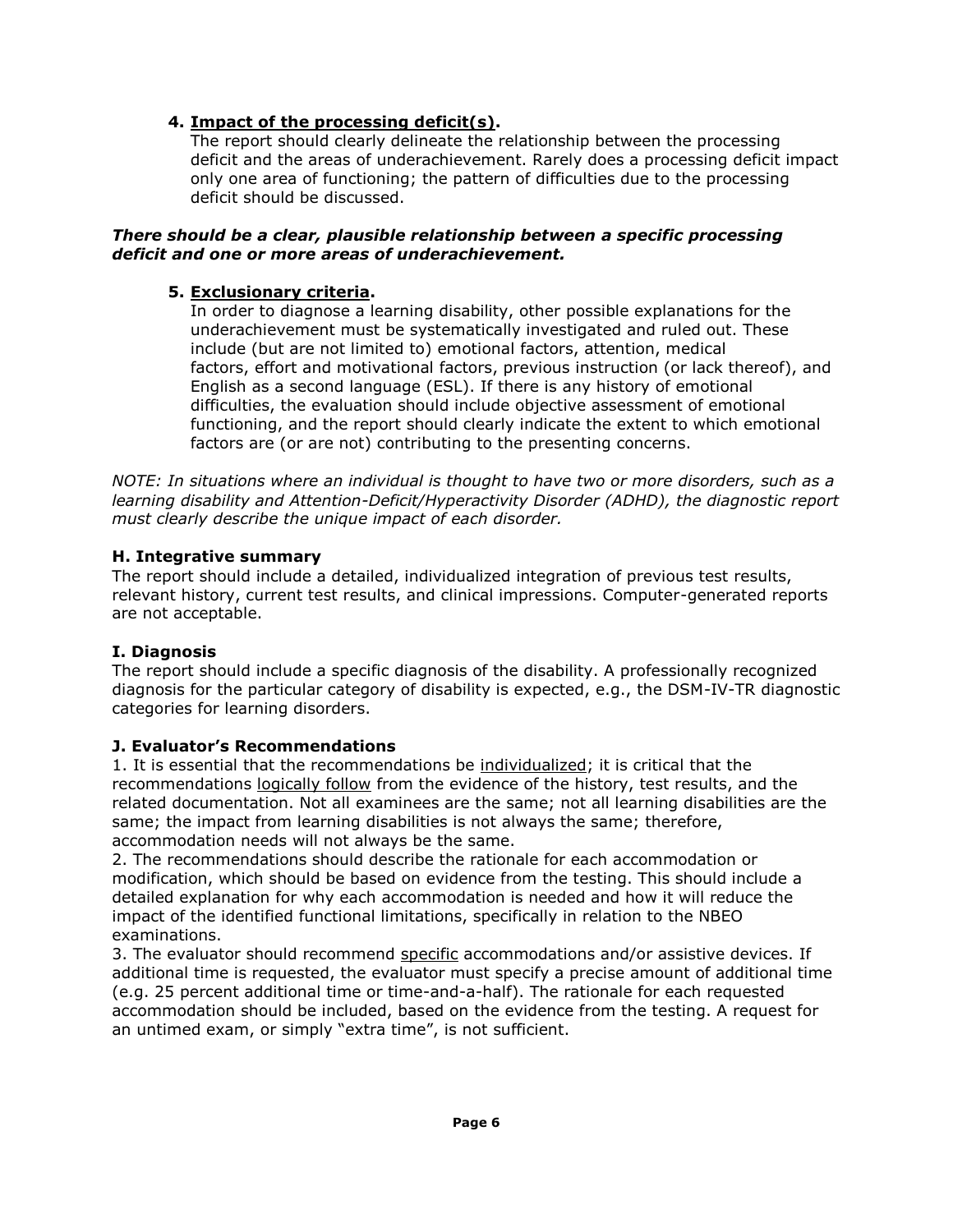4. **<u>Impact of the processing deficit(s)</u>.**
   The report should clearly delineate the relationship between the processing deficit and the areas of underachievement. Rarely does a processing deficit impact only one area of functioning; the pattern of difficulties due to the processing deficit should be discussed.

***There should be a clear, plausible relationship between a specific processing deficit and one or more areas of underachievement.***

5. **<u>Exclusionary criteria</u>.**
   In order to diagnose a learning disability, other possible explanations for the underachievement must be systematically investigated and ruled out. These include (but are not limited to) emotional factors, attention, medical factors, effort and motivational factors, previous instruction (or lack thereof), and English as a second language (ESL). If there is any history of emotional difficulties, the evaluation should include objective assessment of emotional functioning, and the report should clearly indicate the extent to which emotional factors are (or are not) contributing to the presenting concerns.

*NOTE: In situations where an individual is thought to have two or more disorders, such as a learning disability and Attention-Deficit/Hyperactivity Disorder (ADHD), the diagnostic report must clearly describe the unique impact of each disorder.*

### H. Integrative summary

The report should include a detailed, individualized integration of previous test results, relevant history, current test results, and clinical impressions. Computer-generated reports are not acceptable.

### I. Diagnosis

The report should include a specific diagnosis of the disability. A professionally recognized diagnosis for the particular category of disability is expected, e.g., the DSM-IV-TR diagnostic categories for learning disorders.

### J. Evaluator's Recommendations

1. It is essential that the recommendations be <u>individualized</u>; it is critical that the recommendations <u>logically follow</u> from the evidence of the history, test results, and the related documentation. Not all examinees are the same; not all learning disabilities are the same; the impact from learning disabilities is not always the same; therefore, accommodation needs will not always be the same.
2. The recommendations should describe the rationale for each accommodation or modification, which should be based on evidence from the testing. This should include a detailed explanation for why each accommodation is needed and how it will reduce the impact of the identified functional limitations, specifically in relation to the NBEO examinations.
3. The evaluator should recommend <u>specific</u> accommodations and/or assistive devices. If additional time is requested, the evaluator must specify a precise amount of additional time (e.g. 25 percent additional time or time-and-a-half). The rationale for each requested accommodation should be included, based on the evidence from the testing. A request for an untimed exam, or simply "extra time", is not sufficient.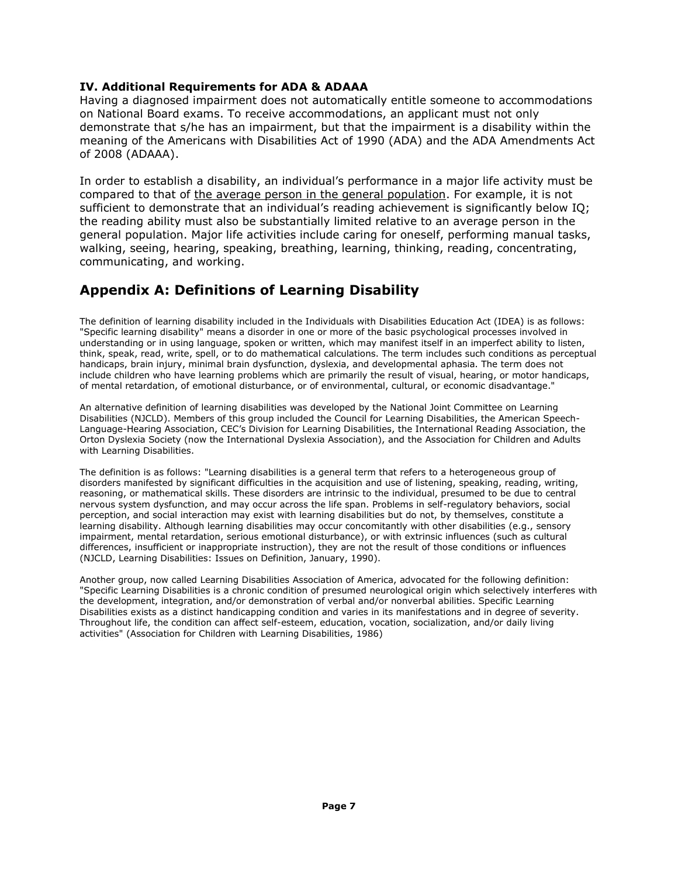### IV. Additional Requirements for ADA & ADAAA

Having a diagnosed impairment does not automatically entitle someone to accommodations on National Board exams. To receive accommodations, an applicant must not only demonstrate that s/he has an impairment, but that the impairment is a disability within the meaning of the Americans with Disabilities Act of 1990 (ADA) and the ADA Amendments Act of 2008 (ADAAA).

In order to establish a disability, an individual's performance in a major life activity must be compared to that of <u>the average person in the general population</u>. For example, it is not sufficient to demonstrate that an individual's reading achievement is significantly below IQ; the reading ability must also be substantially limited relative to an average person in the general population. Major life activities include caring for oneself, performing manual tasks, walking, seeing, hearing, speaking, breathing, learning, thinking, reading, concentrating, communicating, and working.

## Appendix A: Definitions of Learning Disability

The definition of learning disability included in the Individuals with Disabilities Education Act (IDEA) is as follows: "Specific learning disability" means a disorder in one or more of the basic psychological processes involved in understanding or in using language, spoken or written, which may manifest itself in an imperfect ability to listen, think, speak, read, write, spell, or to do mathematical calculations. The term includes such conditions as perceptual handicaps, brain injury, minimal brain dysfunction, dyslexia, and developmental aphasia. The term does not include children who have learning problems which are primarily the result of visual, hearing, or motor handicaps, of mental retardation, of emotional disturbance, or of environmental, cultural, or economic disadvantage."

An alternative definition of learning disabilities was developed by the National Joint Committee on Learning Disabilities (NJCLD). Members of this group included the Council for Learning Disabilities, the American Speech-Language-Hearing Association, CEC's Division for Learning Disabilities, the International Reading Association, the Orton Dyslexia Society (now the International Dyslexia Association), and the Association for Children and Adults with Learning Disabilities.

The definition is as follows: "Learning disabilities is a general term that refers to a heterogeneous group of disorders manifested by significant difficulties in the acquisition and use of listening, speaking, reading, writing, reasoning, or mathematical skills. These disorders are intrinsic to the individual, presumed to be due to central nervous system dysfunction, and may occur across the life span. Problems in self-regulatory behaviors, social perception, and social interaction may exist with learning disabilities but do not, by themselves, constitute a learning disability. Although learning disabilities may occur concomitantly with other disabilities (e.g., sensory impairment, mental retardation, serious emotional disturbance), or with extrinsic influences (such as cultural differences, insufficient or inappropriate instruction), they are not the result of those conditions or influences (NJCLD, Learning Disabilities: Issues on Definition, January, 1990).

Another group, now called Learning Disabilities Association of America, advocated for the following definition: "Specific Learning Disabilities is a chronic condition of presumed neurological origin which selectively interferes with the development, integration, and/or demonstration of verbal and/or nonverbal abilities. Specific Learning Disabilities exists as a distinct handicapping condition and varies in its manifestations and in degree of severity. Throughout life, the condition can affect self-esteem, education, vocation, socialization, and/or daily living activities" (Association for Children with Learning Disabilities, 1986)